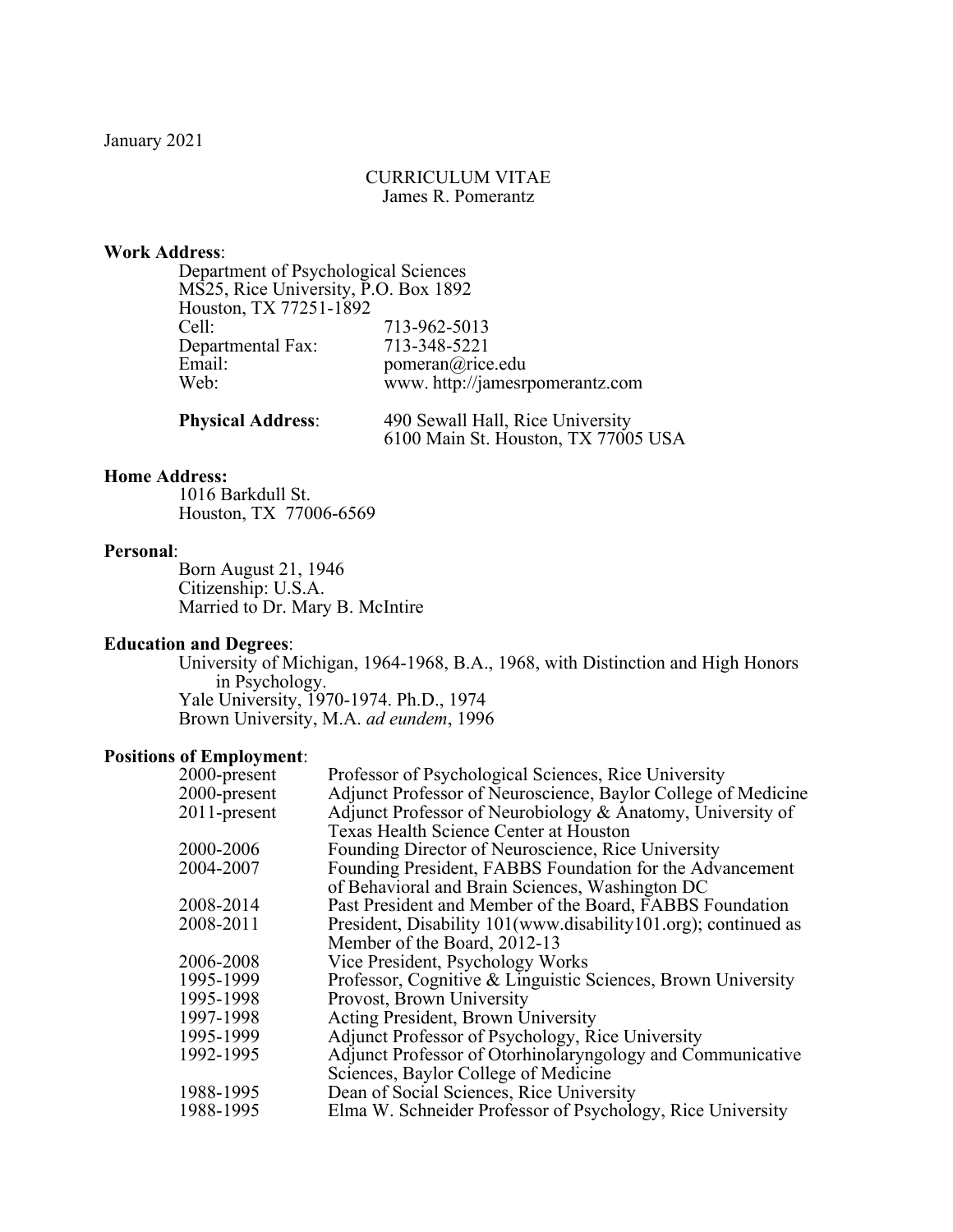January 2021

CURRICULUM VITAE
James R. Pomerantz

**Work Address**:

Department of Psychological Sciences
MS25, Rice University, P.O. Box 1892
Houston, TX 77251-1892

| | |
|---|---|
| Cell: | 713-962-5013 |
| Departmental Fax: | 713-348-5221 |
| Email: | pomeran@rice.edu |
| Web: | www. http://jamesrpomerantz.com |
| **Physical Address**: | 490 Sewall Hall, Rice University<br>6100 Main St. Houston, TX 77005 USA |

**Home Address:**

1016 Barkdull St.
Houston, TX 77006-6569

**Personal**:

Born August 21, 1946
Citizenship: U.S.A.
Married to Dr. Mary B. McIntire

**Education and Degrees**:

University of Michigan, 1964-1968, B.A., 1968, with Distinction and High Honors in Psychology.
Yale University, 1970-1974. Ph.D., 1974
Brown University, M.A. *ad eundem*, 1996

**Positions of Employment**:

| | |
|---|---|
| 2000-present | Professor of Psychological Sciences, Rice University |
| 2000-present | Adjunct Professor of Neuroscience, Baylor College of Medicine |
| 2011-present | Adjunct Professor of Neurobiology & Anatomy, University of Texas Health Science Center at Houston |
| 2000-2006 | Founding Director of Neuroscience, Rice University |
| 2004-2007 | Founding President, FABBS Foundation for the Advancement of Behavioral and Brain Sciences, Washington DC |
| 2008-2014 | Past President and Member of the Board, FABBS Foundation |
| 2008-2011 | President, Disability 101(www.disability101.org); continued as Member of the Board, 2012-13 |
| 2006-2008 | Vice President, Psychology Works |
| 1995-1999 | Professor, Cognitive & Linguistic Sciences, Brown University |
| 1995-1998 | Provost, Brown University |
| 1997-1998 | Acting President, Brown University |
| 1995-1999 | Adjunct Professor of Psychology, Rice University |
| 1992-1995 | Adjunct Professor of Otorhinolaryngology and Communicative Sciences, Baylor College of Medicine |
| 1988-1995 | Dean of Social Sciences, Rice University |
| 1988-1995 | Elma W. Schneider Professor of Psychology, Rice University |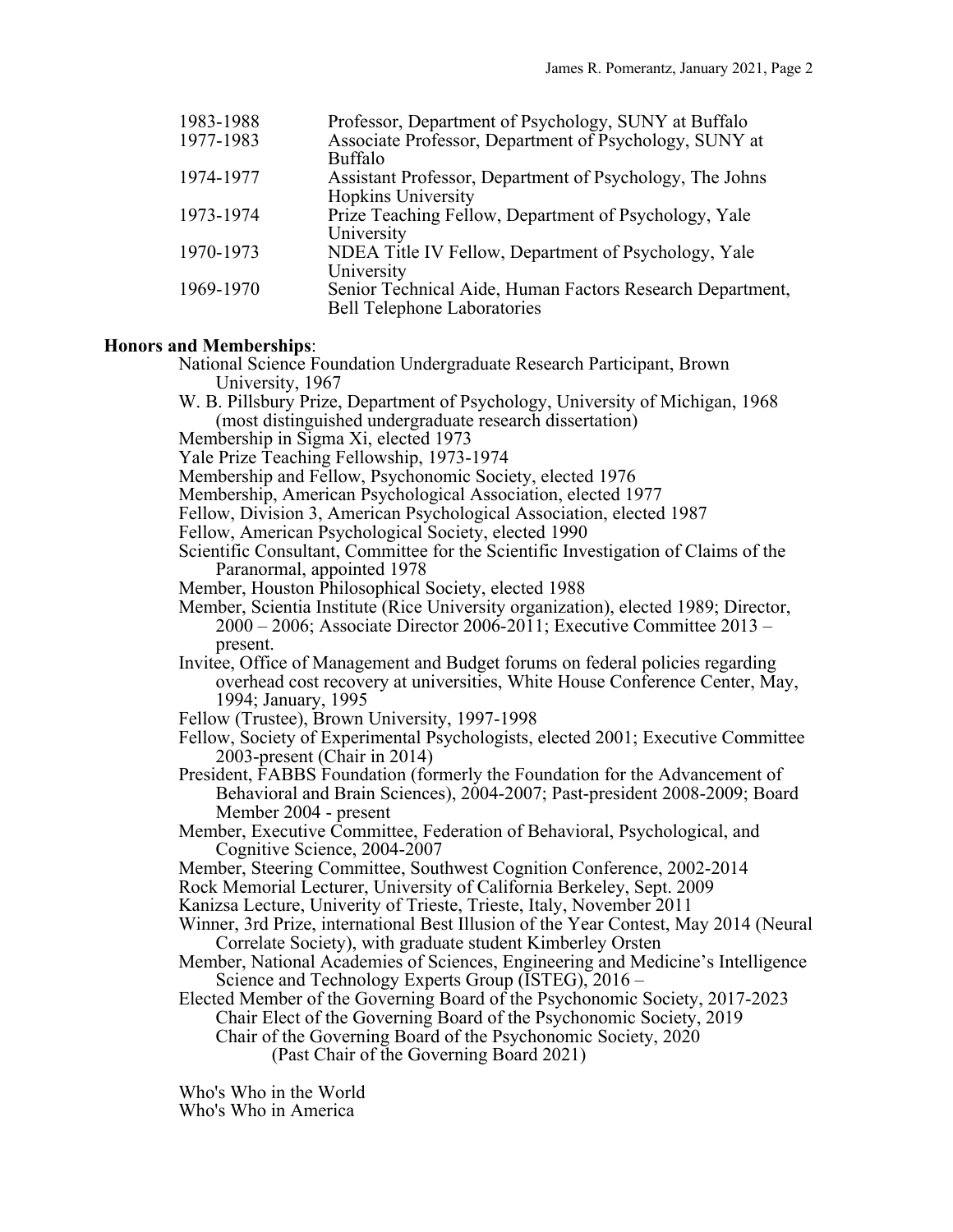| | |
|---|---|
| 1983-1988 | Professor, Department of Psychology, SUNY at Buffalo |
| 1977-1983 | Associate Professor, Department of Psychology, SUNY at Buffalo |
| 1974-1977 | Assistant Professor, Department of Psychology, The Johns Hopkins University |
| 1973-1974 | Prize Teaching Fellow, Department of Psychology, Yale University |
| 1970-1973 | NDEA Title IV Fellow, Department of Psychology, Yale University |
| 1969-1970 | Senior Technical Aide, Human Factors Research Department, Bell Telephone Laboratories |

**Honors and Memberships**:

National Science Foundation Undergraduate Research Participant, Brown University, 1967

W. B. Pillsbury Prize, Department of Psychology, University of Michigan, 1968 (most distinguished undergraduate research dissertation)

Membership in Sigma Xi, elected 1973

Yale Prize Teaching Fellowship, 1973-1974

Membership and Fellow, Psychonomic Society, elected 1976

Membership, American Psychological Association, elected 1977

Fellow, Division 3, American Psychological Association, elected 1987

Fellow, American Psychological Society, elected 1990

Scientific Consultant, Committee for the Scientific Investigation of Claims of the Paranormal, appointed 1978

Member, Houston Philosophical Society, elected 1988

Member, Scientia Institute (Rice University organization), elected 1989; Director, 2000 – 2006; Associate Director 2006-2011; Executive Committee 2013 – present.

Invitee, Office of Management and Budget forums on federal policies regarding overhead cost recovery at universities, White House Conference Center, May, 1994; January, 1995

Fellow (Trustee), Brown University, 1997-1998

Fellow, Society of Experimental Psychologists, elected 2001; Executive Committee 2003-present (Chair in 2014)

President, FABBS Foundation (formerly the Foundation for the Advancement of Behavioral and Brain Sciences), 2004-2007; Past-president 2008-2009; Board Member 2004 - present

Member, Executive Committee, Federation of Behavioral, Psychological, and Cognitive Science, 2004-2007

Member, Steering Committee, Southwest Cognition Conference, 2002-2014

Rock Memorial Lecturer, University of California Berkeley, Sept. 2009

Kanizsa Lecture, Univerity of Trieste, Trieste, Italy, November 2011

Winner, 3rd Prize, international Best Illusion of the Year Contest, May 2014 (Neural Correlate Society), with graduate student Kimberley Orsten

Member, National Academies of Sciences, Engineering and Medicine's Intelligence Science and Technology Experts Group (ISTEG), 2016 –

Elected Member of the Governing Board of the Psychonomic Society, 2017-2023
- Chair Elect of the Governing Board of the Psychonomic Society, 2019
- Chair of the Governing Board of the Psychonomic Society, 2020
  - (Past Chair of the Governing Board 2021)

Who's Who in the World

Who's Who in America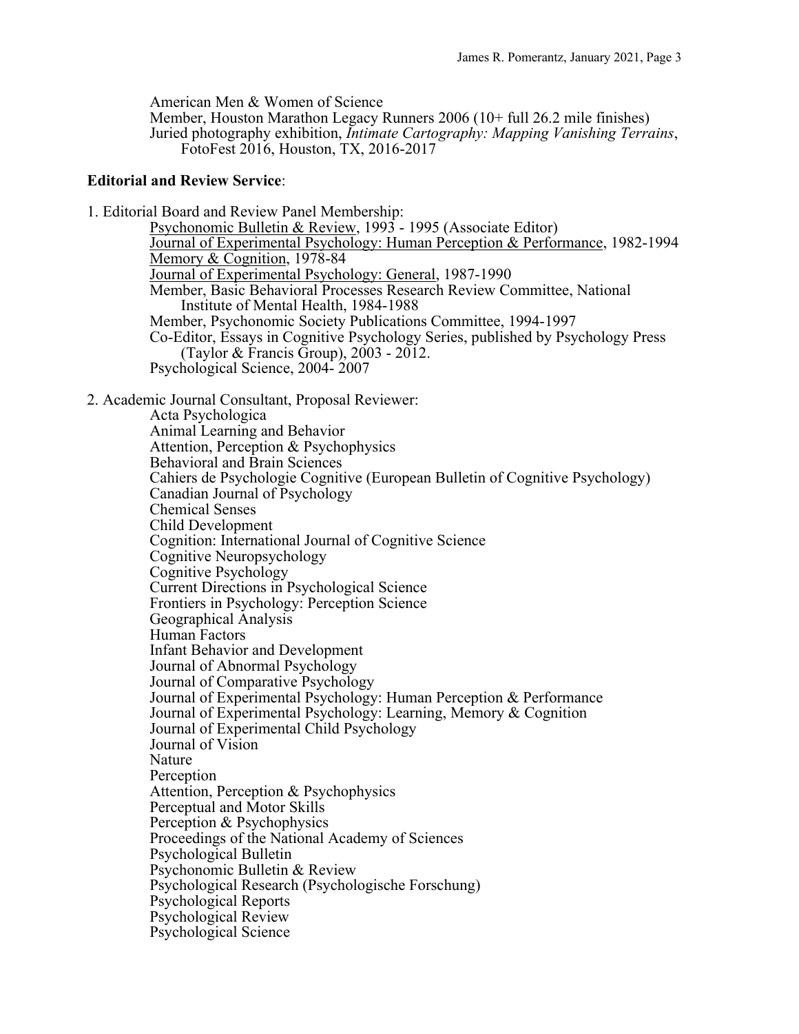American Men & Women of Science
Member, Houston Marathon Legacy Runners 2006 (10+ full 26.2 mile finishes)
Juried photography exhibition, *Intimate Cartography: Mapping Vanishing Terrains*, FotoFest 2016, Houston, TX, 2016-2017

**Editorial and Review Service**:

1. Editorial Board and Review Panel Membership:
   - Psychonomic Bulletin & Review, 1993 - 1995 (Associate Editor)
   - Journal of Experimental Psychology: Human Perception & Performance, 1982-1994
   - Memory & Cognition, 1978-84
   - Journal of Experimental Psychology: General, 1987-1990
   - Member, Basic Behavioral Processes Research Review Committee, National Institute of Mental Health, 1984-1988
   - Member, Psychonomic Society Publications Committee, 1994-1997
   - Co-Editor, Essays in Cognitive Psychology Series, published by Psychology Press (Taylor & Francis Group), 2003 - 2012.
   - Psychological Science, 2004- 2007

2. Academic Journal Consultant, Proposal Reviewer:
   - Acta Psychologica
   - Animal Learning and Behavior
   - Attention, Perception & Psychophysics
   - Behavioral and Brain Sciences
   - Cahiers de Psychologie Cognitive (European Bulletin of Cognitive Psychology)
   - Canadian Journal of Psychology
   - Chemical Senses
   - Child Development
   - Cognition: International Journal of Cognitive Science
   - Cognitive Neuropsychology
   - Cognitive Psychology
   - Current Directions in Psychological Science
   - Frontiers in Psychology: Perception Science
   - Geographical Analysis
   - Human Factors
   - Infant Behavior and Development
   - Journal of Abnormal Psychology
   - Journal of Comparative Psychology
   - Journal of Experimental Psychology: Human Perception & Performance
   - Journal of Experimental Psychology: Learning, Memory & Cognition
   - Journal of Experimental Child Psychology
   - Journal of Vision
   - Nature
   - Perception
   - Attention, Perception & Psychophysics
   - Perceptual and Motor Skills
   - Perception & Psychophysics
   - Proceedings of the National Academy of Sciences
   - Psychological Bulletin
   - Psychonomic Bulletin & Review
   - Psychological Research (Psychologische Forschung)
   - Psychological Reports
   - Psychological Review
   - Psychological Science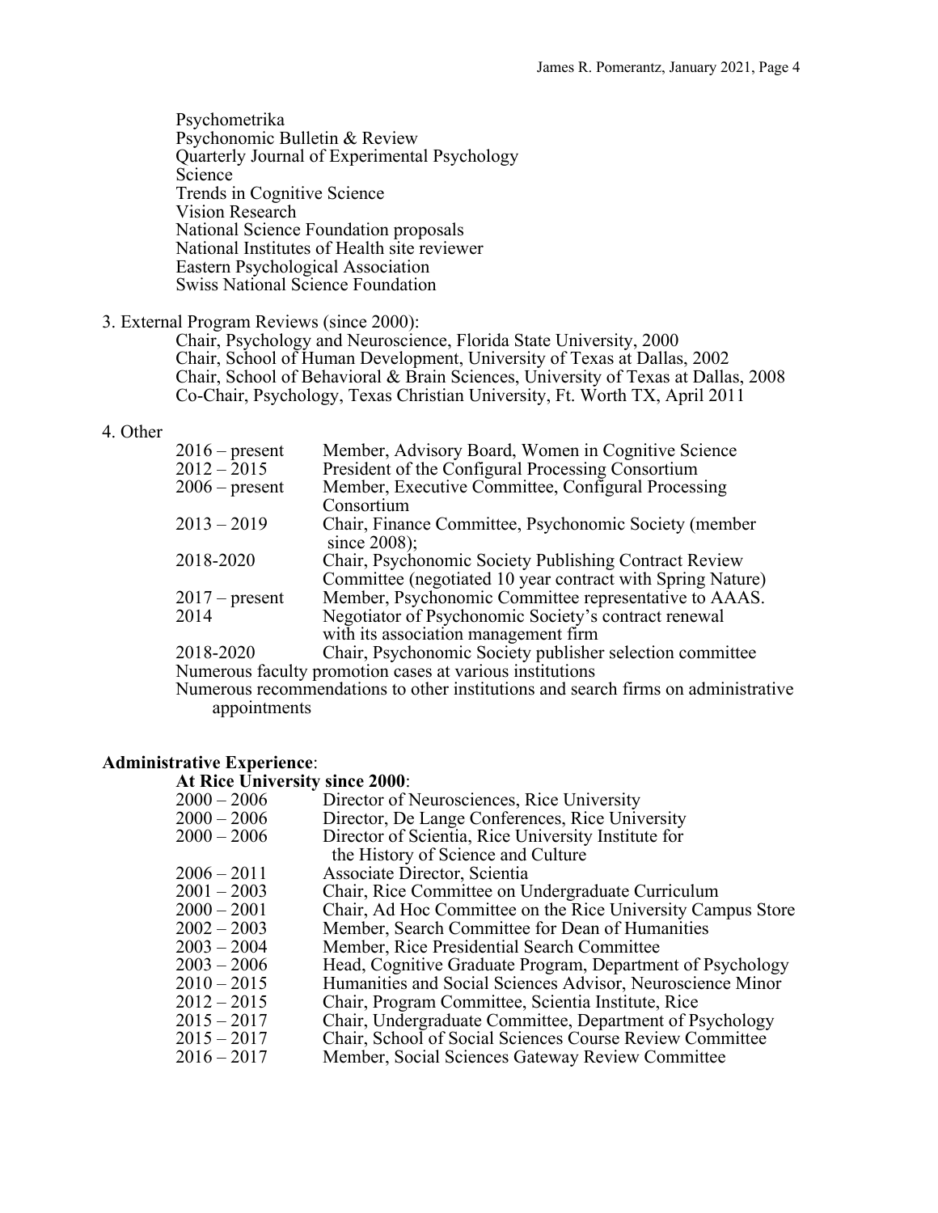Psychometrika
Psychonomic Bulletin & Review
Quarterly Journal of Experimental Psychology
Science
Trends in Cognitive Science
Vision Research
National Science Foundation proposals
National Institutes of Health site reviewer
Eastern Psychological Association
Swiss National Science Foundation

3. External Program Reviews (since 2000):
   Chair, Psychology and Neuroscience, Florida State University, 2000
   Chair, School of Human Development, University of Texas at Dallas, 2002
   Chair, School of Behavioral & Brain Sciences, University of Texas at Dallas, 2008
   Co-Chair, Psychology, Texas Christian University, Ft. Worth TX, April 2011

4. Other

| | |
|---|---|
| 2016 – present | Member, Advisory Board, Women in Cognitive Science |
| 2012 – 2015 | President of the Configural Processing Consortium |
| 2006 – present | Member, Executive Committee, Configural Processing Consortium |
| 2013 – 2019 | Chair, Finance Committee, Psychonomic Society (member since 2008); |
| 2018-2020 | Chair, Psychonomic Society Publishing Contract Review Committee (negotiated 10 year contract with Spring Nature) |
| 2017 – present | Member, Psychonomic Committee representative to AAAS. |
| 2014 | Negotiator of Psychonomic Society's contract renewal with its association management firm |
| 2018-2020 | Chair, Psychonomic Society publisher selection committee |

Numerous faculty promotion cases at various institutions
Numerous recommendations to other institutions and search firms on administrative appointments

**Administrative Experience**:

**At Rice University since 2000**:

| | |
|---|---|
| 2000 – 2006 | Director of Neurosciences, Rice University |
| 2000 – 2006 | Director, De Lange Conferences, Rice University |
| 2000 – 2006 | Director of Scientia, Rice University Institute for the History of Science and Culture |
| 2006 – 2011 | Associate Director, Scientia |
| 2001 – 2003 | Chair, Rice Committee on Undergraduate Curriculum |
| 2000 – 2001 | Chair, Ad Hoc Committee on the Rice University Campus Store |
| 2002 – 2003 | Member, Search Committee for Dean of Humanities |
| 2003 – 2004 | Member, Rice Presidential Search Committee |
| 2003 – 2006 | Head, Cognitive Graduate Program, Department of Psychology |
| 2010 – 2015 | Humanities and Social Sciences Advisor, Neuroscience Minor |
| 2012 – 2015 | Chair, Program Committee, Scientia Institute, Rice |
| 2015 – 2017 | Chair, Undergraduate Committee, Department of Psychology |
| 2015 – 2017 | Chair, School of Social Sciences Course Review Committee |
| 2016 – 2017 | Member, Social Sciences Gateway Review Committee |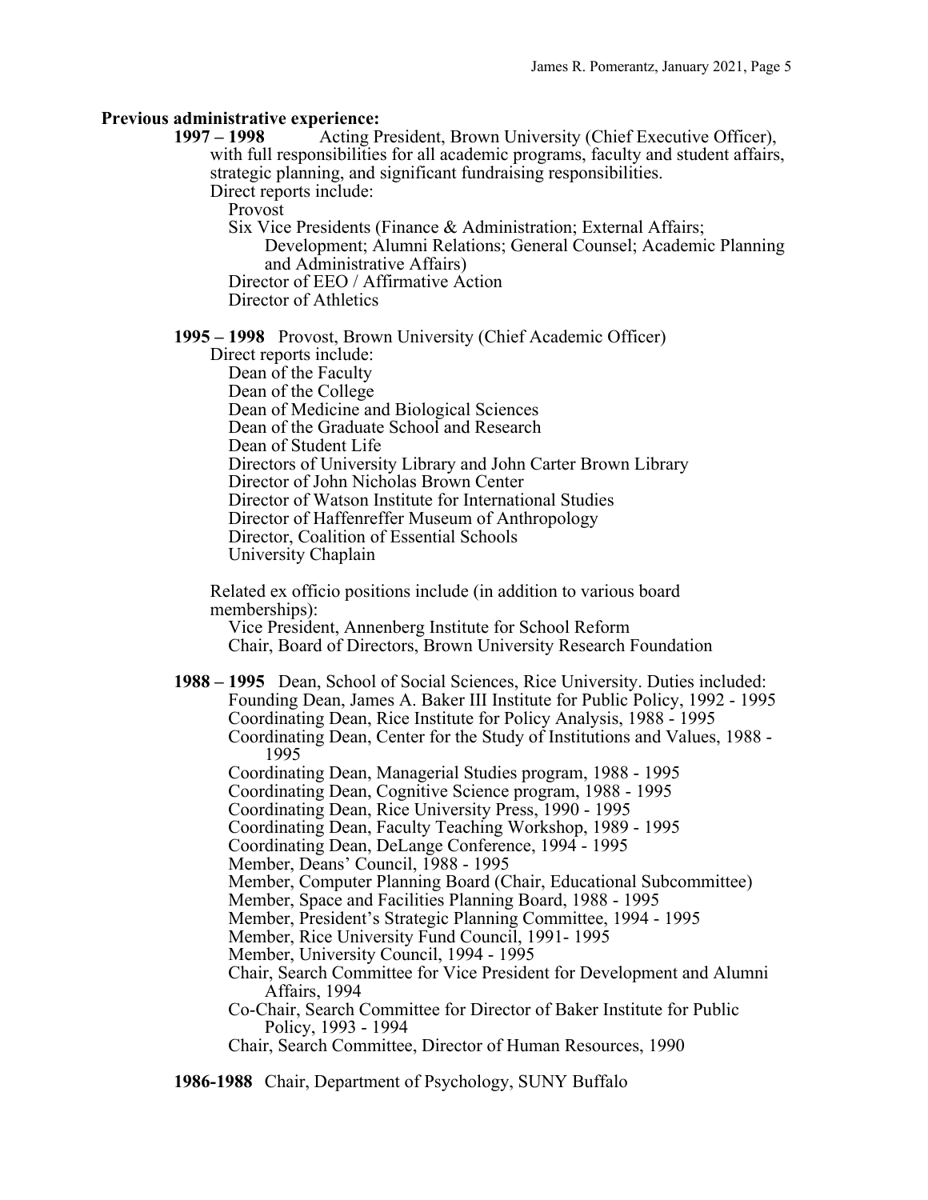**Previous administrative experience:**

**1997 – 1998** Acting President, Brown University (Chief Executive Officer), with full responsibilities for all academic programs, faculty and student affairs, strategic planning, and significant fundraising responsibilities.

Direct reports include:

- Provost
- Six Vice Presidents (Finance & Administration; External Affairs; Development; Alumni Relations; General Counsel; Academic Planning and Administrative Affairs)
- Director of EEO / Affirmative Action
- Director of Athletics

**1995 – 1998** Provost, Brown University (Chief Academic Officer)

Direct reports include:

- Dean of the Faculty
- Dean of the College
- Dean of Medicine and Biological Sciences
- Dean of the Graduate School and Research
- Dean of Student Life
- Directors of University Library and John Carter Brown Library
- Director of John Nicholas Brown Center
- Director of Watson Institute for International Studies
- Director of Haffenreffer Museum of Anthropology
- Director, Coalition of Essential Schools
- University Chaplain

Related ex officio positions include (in addition to various board memberships):

- Vice President, Annenberg Institute for School Reform
- Chair, Board of Directors, Brown University Research Foundation

**1988 – 1995** Dean, School of Social Sciences, Rice University. Duties included:

- Founding Dean, James A. Baker III Institute for Public Policy, 1992 - 1995
- Coordinating Dean, Rice Institute for Policy Analysis, 1988 - 1995
- Coordinating Dean, Center for the Study of Institutions and Values, 1988 - 1995
- Coordinating Dean, Managerial Studies program, 1988 - 1995
- Coordinating Dean, Cognitive Science program, 1988 - 1995
- Coordinating Dean, Rice University Press, 1990 - 1995
- Coordinating Dean, Faculty Teaching Workshop, 1989 - 1995
- Coordinating Dean, DeLange Conference, 1994 - 1995
- Member, Deans' Council, 1988 - 1995
- Member, Computer Planning Board (Chair, Educational Subcommittee)
- Member, Space and Facilities Planning Board, 1988 - 1995
- Member, President's Strategic Planning Committee, 1994 - 1995
- Member, Rice University Fund Council, 1991- 1995
- Member, University Council, 1994 - 1995
- Chair, Search Committee for Vice President for Development and Alumni Affairs, 1994
- Co-Chair, Search Committee for Director of Baker Institute for Public Policy, 1993 - 1994
- Chair, Search Committee, Director of Human Resources, 1990

**1986-1988** Chair, Department of Psychology, SUNY Buffalo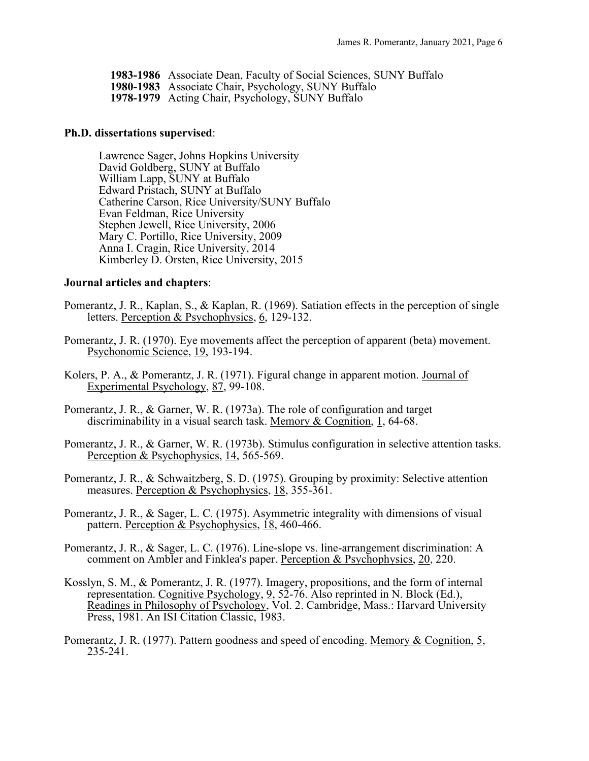**1983-1986** Associate Dean, Faculty of Social Sciences, SUNY Buffalo
**1980-1983** Associate Chair, Psychology, SUNY Buffalo
**1978-1979** Acting Chair, Psychology, SUNY Buffalo

**Ph.D. dissertations supervised**:

Lawrence Sager, Johns Hopkins University
David Goldberg, SUNY at Buffalo
William Lapp, SUNY at Buffalo
Edward Pristach, SUNY at Buffalo
Catherine Carson, Rice University/SUNY Buffalo
Evan Feldman, Rice University
Stephen Jewell, Rice University, 2006
Mary C. Portillo, Rice University, 2009
Anna I. Cragin, Rice University, 2014
Kimberley D. Orsten, Rice University, 2015

**Journal articles and chapters**:

Pomerantz, J. R., Kaplan, S., & Kaplan, R. (1969). Satiation effects in the perception of single letters. Perception & Psychophysics, 6, 129-132.

Pomerantz, J. R. (1970). Eye movements affect the perception of apparent (beta) movement. Psychonomic Science, 19, 193-194.

Kolers, P. A., & Pomerantz, J. R. (1971). Figural change in apparent motion. Journal of Experimental Psychology, 87, 99-108.

Pomerantz, J. R., & Garner, W. R. (1973a). The role of configuration and target discriminability in a visual search task. Memory & Cognition, 1, 64-68.

Pomerantz, J. R., & Garner, W. R. (1973b). Stimulus configuration in selective attention tasks. Perception & Psychophysics, 14, 565-569.

Pomerantz, J. R., & Schwaitzberg, S. D. (1975). Grouping by proximity: Selective attention measures. Perception & Psychophysics, 18, 355-361.

Pomerantz, J. R., & Sager, L. C. (1975). Asymmetric integrality with dimensions of visual pattern. Perception & Psychophysics, 18, 460-466.

Pomerantz, J. R., & Sager, L. C. (1976). Line-slope vs. line-arrangement discrimination: A comment on Ambler and Finklea's paper. Perception & Psychophysics, 20, 220.

Kosslyn, S. M., & Pomerantz, J. R. (1977). Imagery, propositions, and the form of internal representation. Cognitive Psychology, 9, 52-76. Also reprinted in N. Block (Ed.), Readings in Philosophy of Psychology, Vol. 2. Cambridge, Mass.: Harvard University Press, 1981. An ISI Citation Classic, 1983.

Pomerantz, J. R. (1977). Pattern goodness and speed of encoding. Memory & Cognition, 5, 235-241.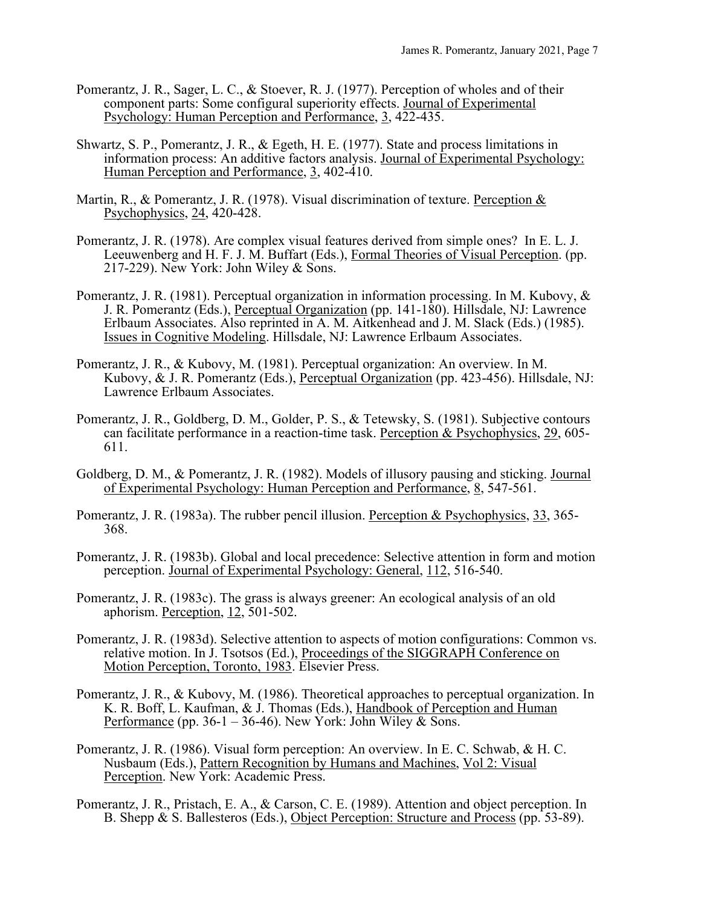Pomerantz, J. R., Sager, L. C., & Stoever, R. J. (1977). Perception of wholes and of their component parts: Some configural superiority effects. Journal of Experimental Psychology: Human Perception and Performance, 3, 422-435.

Shwartz, S. P., Pomerantz, J. R., & Egeth, H. E. (1977). State and process limitations in information process: An additive factors analysis. Journal of Experimental Psychology: Human Perception and Performance, 3, 402-410.

Martin, R., & Pomerantz, J. R. (1978). Visual discrimination of texture. Perception & Psychophysics, 24, 420-428.

Pomerantz, J. R. (1978). Are complex visual features derived from simple ones? In E. L. J. Leeuwenberg and H. F. J. M. Buffart (Eds.), Formal Theories of Visual Perception. (pp. 217-229). New York: John Wiley & Sons.

Pomerantz, J. R. (1981). Perceptual organization in information processing. In M. Kubovy, & J. R. Pomerantz (Eds.), Perceptual Organization (pp. 141-180). Hillsdale, NJ: Lawrence Erlbaum Associates. Also reprinted in A. M. Aitkenhead and J. M. Slack (Eds.) (1985). Issues in Cognitive Modeling. Hillsdale, NJ: Lawrence Erlbaum Associates.

Pomerantz, J. R., & Kubovy, M. (1981). Perceptual organization: An overview. In M. Kubovy, & J. R. Pomerantz (Eds.), Perceptual Organization (pp. 423-456). Hillsdale, NJ: Lawrence Erlbaum Associates.

Pomerantz, J. R., Goldberg, D. M., Golder, P. S., & Tetewsky, S. (1981). Subjective contours can facilitate performance in a reaction-time task. Perception & Psychophysics, 29, 605-611.

Goldberg, D. M., & Pomerantz, J. R. (1982). Models of illusory pausing and sticking. Journal of Experimental Psychology: Human Perception and Performance, 8, 547-561.

Pomerantz, J. R. (1983a). The rubber pencil illusion. Perception & Psychophysics, 33, 365-368.

Pomerantz, J. R. (1983b). Global and local precedence: Selective attention in form and motion perception. Journal of Experimental Psychology: General, 112, 516-540.

Pomerantz, J. R. (1983c). The grass is always greener: An ecological analysis of an old aphorism. Perception, 12, 501-502.

Pomerantz, J. R. (1983d). Selective attention to aspects of motion configurations: Common vs. relative motion. In J. Tsotsos (Ed.), Proceedings of the SIGGRAPH Conference on Motion Perception, Toronto, 1983. Elsevier Press.

Pomerantz, J. R., & Kubovy, M. (1986). Theoretical approaches to perceptual organization. In K. R. Boff, L. Kaufman, & J. Thomas (Eds.), Handbook of Perception and Human Performance (pp. 36-1 – 36-46). New York: John Wiley & Sons.

Pomerantz, J. R. (1986). Visual form perception: An overview. In E. C. Schwab, & H. C. Nusbaum (Eds.), Pattern Recognition by Humans and Machines, Vol 2: Visual Perception. New York: Academic Press.

Pomerantz, J. R., Pristach, E. A., & Carson, C. E. (1989). Attention and object perception. In B. Shepp & S. Ballesteros (Eds.), Object Perception: Structure and Process (pp. 53-89).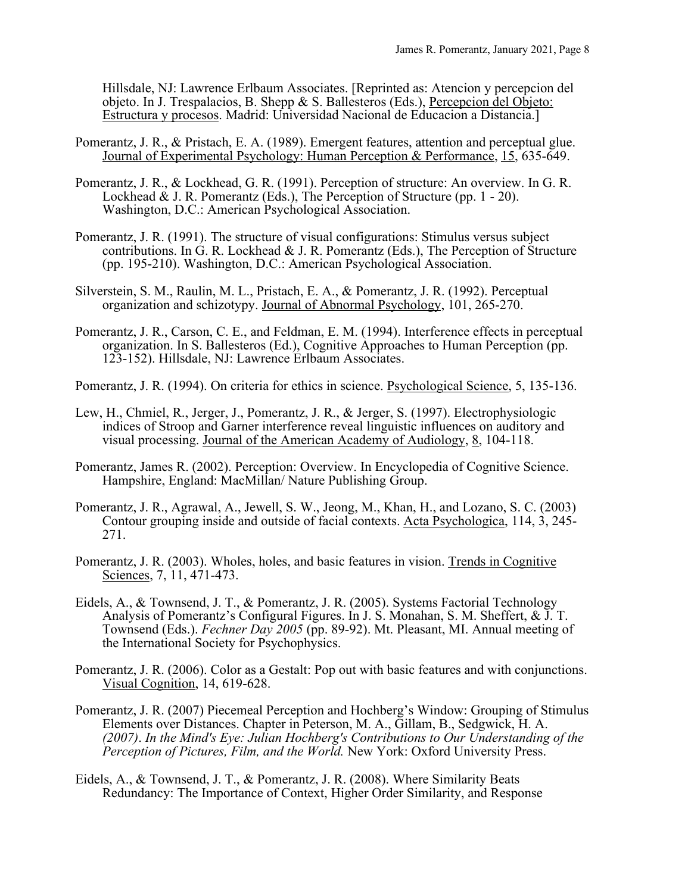Hillsdale, NJ: Lawrence Erlbaum Associates. [Reprinted as: Atencion y percepcion del objeto. In J. Trespalacios, B. Shepp & S. Ballesteros (Eds.), Percepcion del Objeto: Estructura y procesos. Madrid: Universidad Nacional de Educacion a Distancia.]

Pomerantz, J. R., & Pristach, E. A. (1989). Emergent features, attention and perceptual glue. Journal of Experimental Psychology: Human Perception & Performance, 15, 635-649.

Pomerantz, J. R., & Lockhead, G. R. (1991). Perception of structure: An overview. In G. R. Lockhead & J. R. Pomerantz (Eds.), The Perception of Structure (pp. 1 - 20). Washington, D.C.: American Psychological Association.

Pomerantz, J. R. (1991). The structure of visual configurations: Stimulus versus subject contributions. In G. R. Lockhead & J. R. Pomerantz (Eds.), The Perception of Structure (pp. 195-210). Washington, D.C.: American Psychological Association.

Silverstein, S. M., Raulin, M. L., Pristach, E. A., & Pomerantz, J. R. (1992). Perceptual organization and schizotypy. Journal of Abnormal Psychology, 101, 265-270.

Pomerantz, J. R., Carson, C. E., and Feldman, E. M. (1994). Interference effects in perceptual organization. In S. Ballesteros (Ed.), Cognitive Approaches to Human Perception (pp. 123-152). Hillsdale, NJ: Lawrence Erlbaum Associates.

Pomerantz, J. R. (1994). On criteria for ethics in science. Psychological Science, 5, 135-136.

Lew, H., Chmiel, R., Jerger, J., Pomerantz, J. R., & Jerger, S. (1997). Electrophysiologic indices of Stroop and Garner interference reveal linguistic influences on auditory and visual processing. Journal of the American Academy of Audiology, 8, 104-118.

Pomerantz, James R. (2002). Perception: Overview. In Encyclopedia of Cognitive Science. Hampshire, England: MacMillan/ Nature Publishing Group.

Pomerantz, J. R., Agrawal, A., Jewell, S. W., Jeong, M., Khan, H., and Lozano, S. C. (2003) Contour grouping inside and outside of facial contexts. Acta Psychologica, 114, 3, 245-271.

Pomerantz, J. R. (2003). Wholes, holes, and basic features in vision. Trends in Cognitive Sciences, 7, 11, 471-473.

Eidels, A., & Townsend, J. T., & Pomerantz, J. R. (2005). Systems Factorial Technology Analysis of Pomerantz's Configural Figures. In J. S. Monahan, S. M. Sheffert, & J. T. Townsend (Eds.). *Fechner Day 2005* (pp. 89-92). Mt. Pleasant, MI. Annual meeting of the International Society for Psychophysics.

Pomerantz, J. R. (2006). Color as a Gestalt: Pop out with basic features and with conjunctions. Visual Cognition, 14, 619-628.

Pomerantz, J. R. (2007) Piecemeal Perception and Hochberg's Window: Grouping of Stimulus Elements over Distances. Chapter in Peterson, M. A., Gillam, B., Sedgwick, H. A. *(2007)*. *In the Mind's Eye: Julian Hochberg's Contributions to Our Understanding of the Perception of Pictures, Film, and the World.* New York: Oxford University Press.

Eidels, A., & Townsend, J. T., & Pomerantz, J. R. (2008). Where Similarity Beats Redundancy: The Importance of Context, Higher Order Similarity, and Response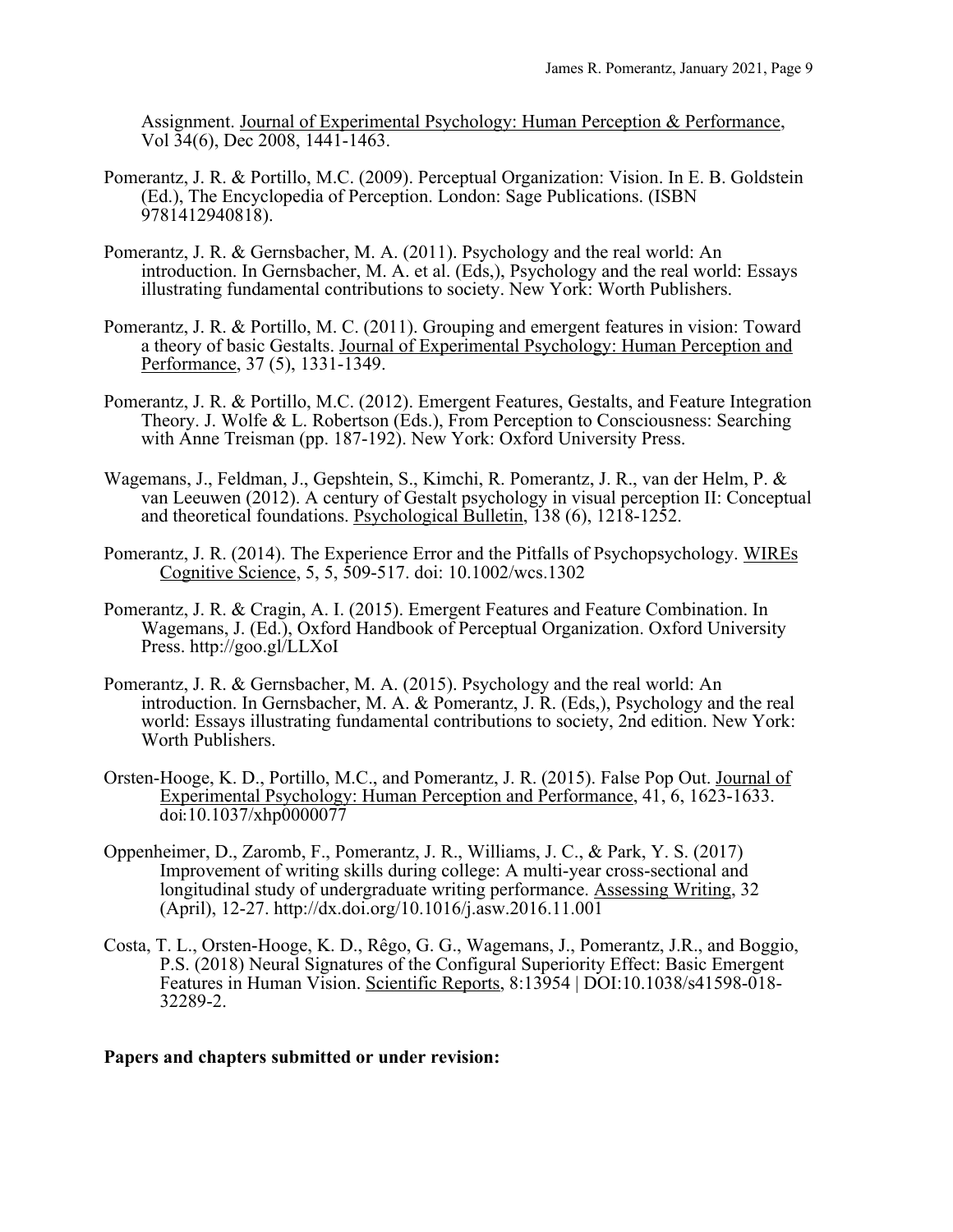Assignment. Journal of Experimental Psychology: Human Perception & Performance, Vol 34(6), Dec 2008, 1441-1463.

Pomerantz, J. R. & Portillo, M.C. (2009). Perceptual Organization: Vision. In E. B. Goldstein (Ed.), The Encyclopedia of Perception. London: Sage Publications. (ISBN 9781412940818).

Pomerantz, J. R. & Gernsbacher, M. A. (2011). Psychology and the real world: An introduction. In Gernsbacher, M. A. et al. (Eds,), Psychology and the real world: Essays illustrating fundamental contributions to society. New York: Worth Publishers.

Pomerantz, J. R. & Portillo, M. C. (2011). Grouping and emergent features in vision: Toward a theory of basic Gestalts. Journal of Experimental Psychology: Human Perception and Performance, 37 (5), 1331-1349.

Pomerantz, J. R. & Portillo, M.C. (2012). Emergent Features, Gestalts, and Feature Integration Theory. J. Wolfe & L. Robertson (Eds.), From Perception to Consciousness: Searching with Anne Treisman (pp. 187-192). New York: Oxford University Press.

Wagemans, J., Feldman, J., Gepshtein, S., Kimchi, R. Pomerantz, J. R., van der Helm, P. & van Leeuwen (2012). A century of Gestalt psychology in visual perception II: Conceptual and theoretical foundations. Psychological Bulletin, 138 (6), 1218-1252.

Pomerantz, J. R. (2014). The Experience Error and the Pitfalls of Psychopsychology. WIREs Cognitive Science, 5, 5, 509-517. doi: 10.1002/wcs.1302

Pomerantz, J. R. & Cragin, A. I. (2015). Emergent Features and Feature Combination. In Wagemans, J. (Ed.), Oxford Handbook of Perceptual Organization. Oxford University Press. http://goo.gl/LLXoI

Pomerantz, J. R. & Gernsbacher, M. A. (2015). Psychology and the real world: An introduction. In Gernsbacher, M. A. & Pomerantz, J. R. (Eds,), Psychology and the real world: Essays illustrating fundamental contributions to society, 2nd edition. New York: Worth Publishers.

Orsten-Hooge, K. D., Portillo, M.C., and Pomerantz, J. R. (2015). False Pop Out. Journal of Experimental Psychology: Human Perception and Performance, 41, 6, 1623-1633. doi:10.1037/xhp0000077

Oppenheimer, D., Zaromb, F., Pomerantz, J. R., Williams, J. C., & Park, Y. S. (2017) Improvement of writing skills during college: A multi-year cross-sectional and longitudinal study of undergraduate writing performance. Assessing Writing, 32 (April), 12-27. http://dx.doi.org/10.1016/j.asw.2016.11.001

Costa, T. L., Orsten-Hooge, K. D., Rêgo, G. G., Wagemans, J., Pomerantz, J.R., and Boggio, P.S. (2018) Neural Signatures of the Configural Superiority Effect: Basic Emergent Features in Human Vision. Scientific Reports, 8:13954 | DOI:10.1038/s41598-018-32289-2.

**Papers and chapters submitted or under revision:**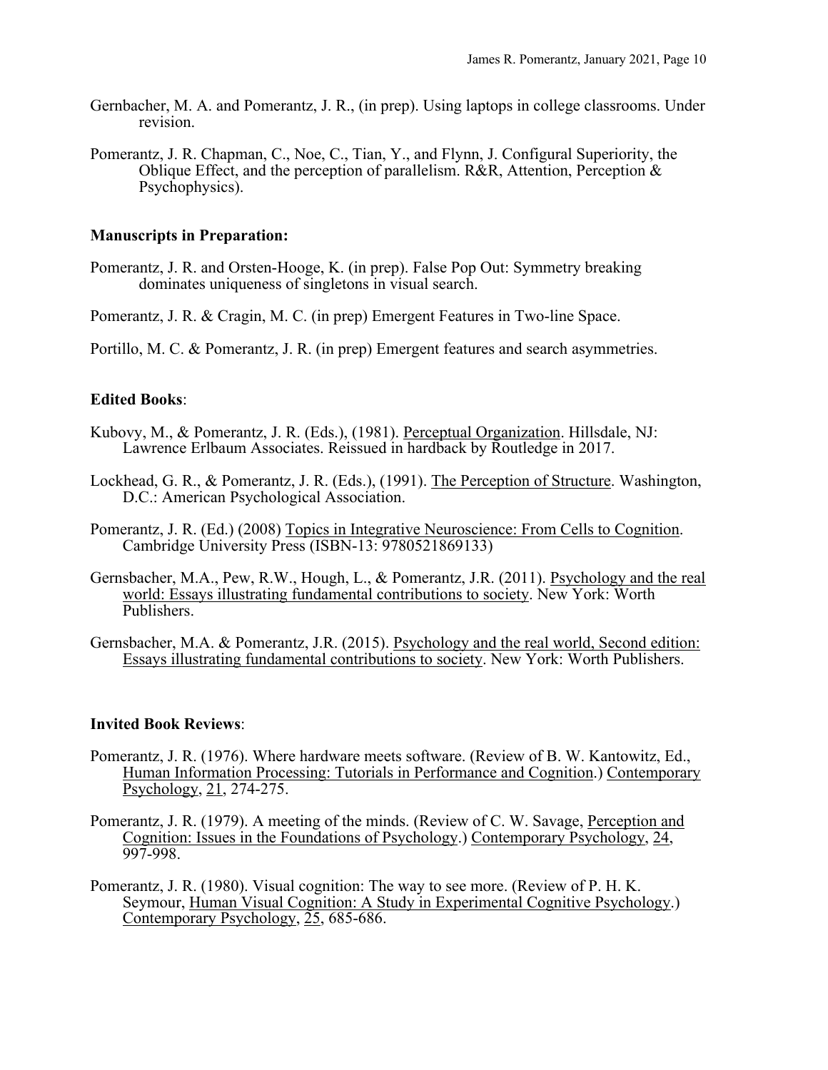Gernbacher, M. A. and Pomerantz, J. R., (in prep). Using laptops in college classrooms. Under revision.

Pomerantz, J. R. Chapman, C., Noe, C., Tian, Y., and Flynn, J. Configural Superiority, the Oblique Effect, and the perception of parallelism. R&R, Attention, Perception & Psychophysics).

**Manuscripts in Preparation:**

Pomerantz, J. R. and Orsten-Hooge, K. (in prep). False Pop Out: Symmetry breaking dominates uniqueness of singletons in visual search.

Pomerantz, J. R. & Cragin, M. C. (in prep) Emergent Features in Two-line Space.

Portillo, M. C. & Pomerantz, J. R. (in prep) Emergent features and search asymmetries.

**Edited Books**:

Kubovy, M., & Pomerantz, J. R. (Eds.), (1981). Perceptual Organization. Hillsdale, NJ: Lawrence Erlbaum Associates. Reissued in hardback by Routledge in 2017.

Lockhead, G. R., & Pomerantz, J. R. (Eds.), (1991). The Perception of Structure. Washington, D.C.: American Psychological Association.

Pomerantz, J. R. (Ed.) (2008) Topics in Integrative Neuroscience: From Cells to Cognition. Cambridge University Press (ISBN-13: 9780521869133)

Gernsbacher, M.A., Pew, R.W., Hough, L., & Pomerantz, J.R. (2011). Psychology and the real world: Essays illustrating fundamental contributions to society. New York: Worth Publishers.

Gernsbacher, M.A. & Pomerantz, J.R. (2015). Psychology and the real world, Second edition: Essays illustrating fundamental contributions to society. New York: Worth Publishers.

**Invited Book Reviews**:

Pomerantz, J. R. (1976). Where hardware meets software. (Review of B. W. Kantowitz, Ed., Human Information Processing: Tutorials in Performance and Cognition.) Contemporary Psychology, 21, 274-275.

Pomerantz, J. R. (1979). A meeting of the minds. (Review of C. W. Savage, Perception and Cognition: Issues in the Foundations of Psychology.) Contemporary Psychology, 24, 997-998.

Pomerantz, J. R. (1980). Visual cognition: The way to see more. (Review of P. H. K. Seymour, Human Visual Cognition: A Study in Experimental Cognitive Psychology.) Contemporary Psychology, 25, 685-686.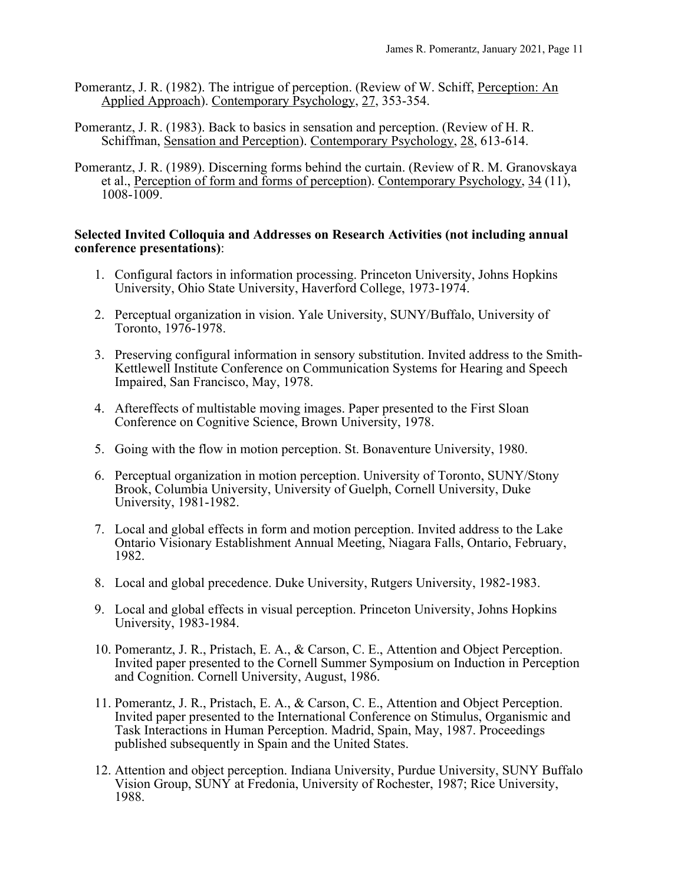Pomerantz, J. R. (1982). The intrigue of perception. (Review of W. Schiff, Perception: An Applied Approach). Contemporary Psychology, 27, 353-354.

Pomerantz, J. R. (1983). Back to basics in sensation and perception. (Review of H. R. Schiffman, Sensation and Perception). Contemporary Psychology, 28, 613-614.

Pomerantz, J. R. (1989). Discerning forms behind the curtain. (Review of R. M. Granovskaya et al., Perception of form and forms of perception). Contemporary Psychology, 34 (11), 1008-1009.

**Selected Invited Colloquia and Addresses on Research Activities (not including annual conference presentations)**:

1. Configural factors in information processing. Princeton University, Johns Hopkins University, Ohio State University, Haverford College, 1973-1974.
2. Perceptual organization in vision. Yale University, SUNY/Buffalo, University of Toronto, 1976-1978.
3. Preserving configural information in sensory substitution. Invited address to the Smith-Kettlewell Institute Conference on Communication Systems for Hearing and Speech Impaired, San Francisco, May, 1978.
4. Aftereffects of multistable moving images. Paper presented to the First Sloan Conference on Cognitive Science, Brown University, 1978.
5. Going with the flow in motion perception. St. Bonaventure University, 1980.
6. Perceptual organization in motion perception. University of Toronto, SUNY/Stony Brook, Columbia University, University of Guelph, Cornell University, Duke University, 1981-1982.
7. Local and global effects in form and motion perception. Invited address to the Lake Ontario Visionary Establishment Annual Meeting, Niagara Falls, Ontario, February, 1982.
8. Local and global precedence. Duke University, Rutgers University, 1982-1983.
9. Local and global effects in visual perception. Princeton University, Johns Hopkins University, 1983-1984.
10. Pomerantz, J. R., Pristach, E. A., & Carson, C. E., Attention and Object Perception. Invited paper presented to the Cornell Summer Symposium on Induction in Perception and Cognition. Cornell University, August, 1986.
11. Pomerantz, J. R., Pristach, E. A., & Carson, C. E., Attention and Object Perception. Invited paper presented to the International Conference on Stimulus, Organismic and Task Interactions in Human Perception. Madrid, Spain, May, 1987. Proceedings published subsequently in Spain and the United States.
12. Attention and object perception. Indiana University, Purdue University, SUNY Buffalo Vision Group, SUNY at Fredonia, University of Rochester, 1987; Rice University, 1988.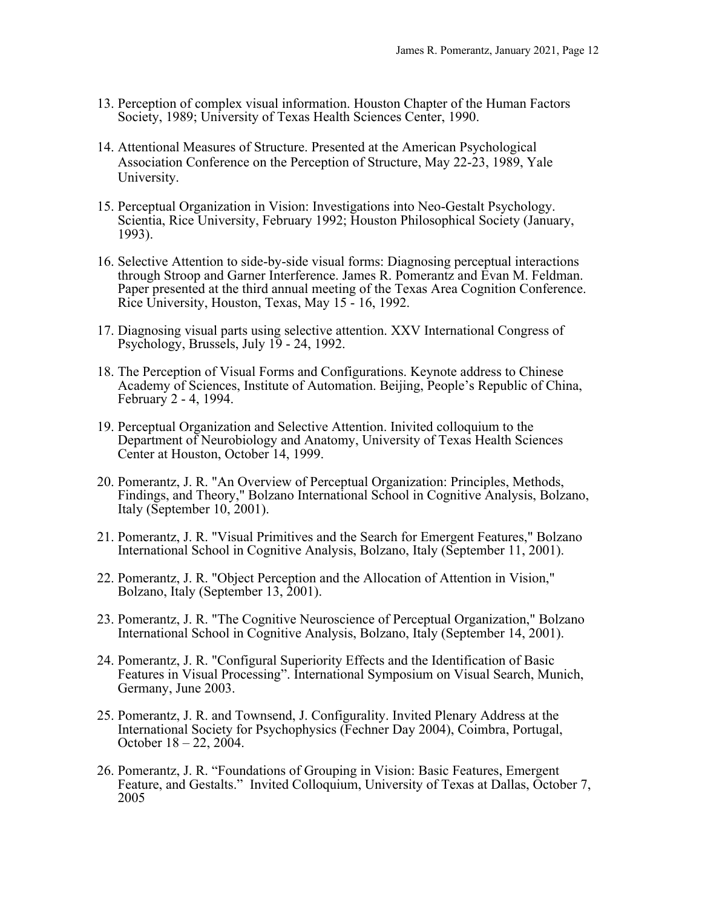13. Perception of complex visual information. Houston Chapter of the Human Factors Society, 1989; University of Texas Health Sciences Center, 1990.

14. Attentional Measures of Structure. Presented at the American Psychological Association Conference on the Perception of Structure, May 22-23, 1989, Yale University.

15. Perceptual Organization in Vision: Investigations into Neo-Gestalt Psychology. Scientia, Rice University, February 1992; Houston Philosophical Society (January, 1993).

16. Selective Attention to side-by-side visual forms: Diagnosing perceptual interactions through Stroop and Garner Interference. James R. Pomerantz and Evan M. Feldman. Paper presented at the third annual meeting of the Texas Area Cognition Conference. Rice University, Houston, Texas, May 15 - 16, 1992.

17. Diagnosing visual parts using selective attention. XXV International Congress of Psychology, Brussels, July 19 - 24, 1992.

18. The Perception of Visual Forms and Configurations. Keynote address to Chinese Academy of Sciences, Institute of Automation. Beijing, People's Republic of China, February 2 - 4, 1994.

19. Perceptual Organization and Selective Attention. Inivited colloquium to the Department of Neurobiology and Anatomy, University of Texas Health Sciences Center at Houston, October 14, 1999.

20. Pomerantz, J. R. "An Overview of Perceptual Organization: Principles, Methods, Findings, and Theory," Bolzano International School in Cognitive Analysis, Bolzano, Italy (September 10, 2001).

21. Pomerantz, J. R. "Visual Primitives and the Search for Emergent Features," Bolzano International School in Cognitive Analysis, Bolzano, Italy (September 11, 2001).

22. Pomerantz, J. R. "Object Perception and the Allocation of Attention in Vision," Bolzano, Italy (September 13, 2001).

23. Pomerantz, J. R. "The Cognitive Neuroscience of Perceptual Organization," Bolzano International School in Cognitive Analysis, Bolzano, Italy (September 14, 2001).

24. Pomerantz, J. R. "Configural Superiority Effects and the Identification of Basic Features in Visual Processing". International Symposium on Visual Search, Munich, Germany, June 2003.

25. Pomerantz, J. R. and Townsend, J. Configurality. Invited Plenary Address at the International Society for Psychophysics (Fechner Day 2004), Coimbra, Portugal, October 18 – 22, 2004.

26. Pomerantz, J. R. "Foundations of Grouping in Vision: Basic Features, Emergent Feature, and Gestalts." Invited Colloquium, University of Texas at Dallas, October 7, 2005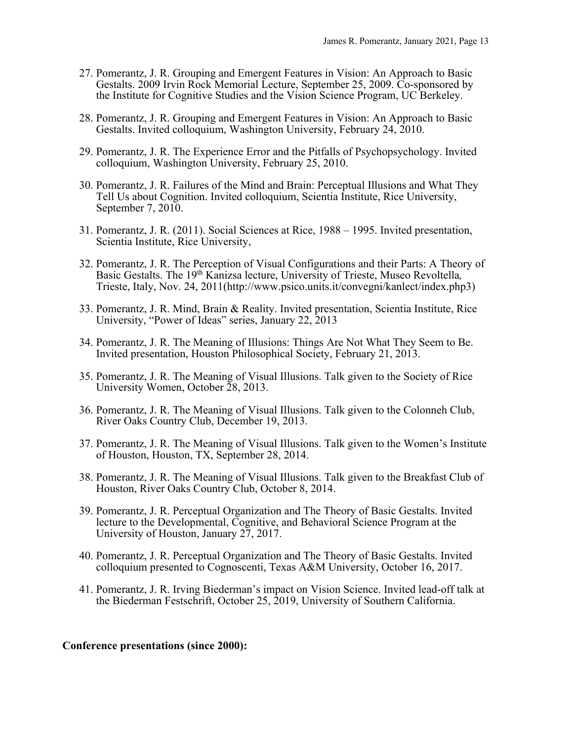27. Pomerantz, J. R. Grouping and Emergent Features in Vision: An Approach to Basic Gestalts. 2009 Irvin Rock Memorial Lecture, September 25, 2009. Co-sponsored by the Institute for Cognitive Studies and the Vision Science Program, UC Berkeley.

28. Pomerantz, J. R. Grouping and Emergent Features in Vision: An Approach to Basic Gestalts. Invited colloquium, Washington University, February 24, 2010.

29. Pomerantz, J. R. The Experience Error and the Pitfalls of Psychopsychology. Invited colloquium, Washington University, February 25, 2010.

30. Pomerantz, J. R. Failures of the Mind and Brain: Perceptual Illusions and What They Tell Us about Cognition. Invited colloquium, Scientia Institute, Rice University, September 7, 2010.

31. Pomerantz, J. R. (2011). Social Sciences at Rice, 1988 – 1995. Invited presentation, Scientia Institute, Rice University,

32. Pomerantz, J. R. The Perception of Visual Configurations and their Parts: A Theory of Basic Gestalts. The 19th Kanizsa lecture, University of Trieste, Museo Revoltella, Trieste, Italy, Nov. 24, 2011(http://www.psico.units.it/convegni/kanlect/index.php3)

33. Pomerantz, J. R. Mind, Brain & Reality. Invited presentation, Scientia Institute, Rice University, "Power of Ideas" series, January 22, 2013

34. Pomerantz, J. R. The Meaning of Illusions: Things Are Not What They Seem to Be. Invited presentation, Houston Philosophical Society, February 21, 2013.

35. Pomerantz, J. R. The Meaning of Visual Illusions. Talk given to the Society of Rice University Women, October 28, 2013.

36. Pomerantz, J. R. The Meaning of Visual Illusions. Talk given to the Colonneh Club, River Oaks Country Club, December 19, 2013.

37. Pomerantz, J. R. The Meaning of Visual Illusions. Talk given to the Women's Institute of Houston, Houston, TX, September 28, 2014.

38. Pomerantz, J. R. The Meaning of Visual Illusions. Talk given to the Breakfast Club of Houston, River Oaks Country Club, October 8, 2014.

39. Pomerantz, J. R. Perceptual Organization and The Theory of Basic Gestalts. Invited lecture to the Developmental, Cognitive, and Behavioral Science Program at the University of Houston, January 27, 2017.

40. Pomerantz, J. R. Perceptual Organization and The Theory of Basic Gestalts. Invited colloquium presented to Cognoscenti, Texas A&M University, October 16, 2017.

41. Pomerantz, J. R. Irving Biederman's impact on Vision Science. Invited lead-off talk at the Biederman Festschrift, October 25, 2019, University of Southern California.

**Conference presentations (since 2000):**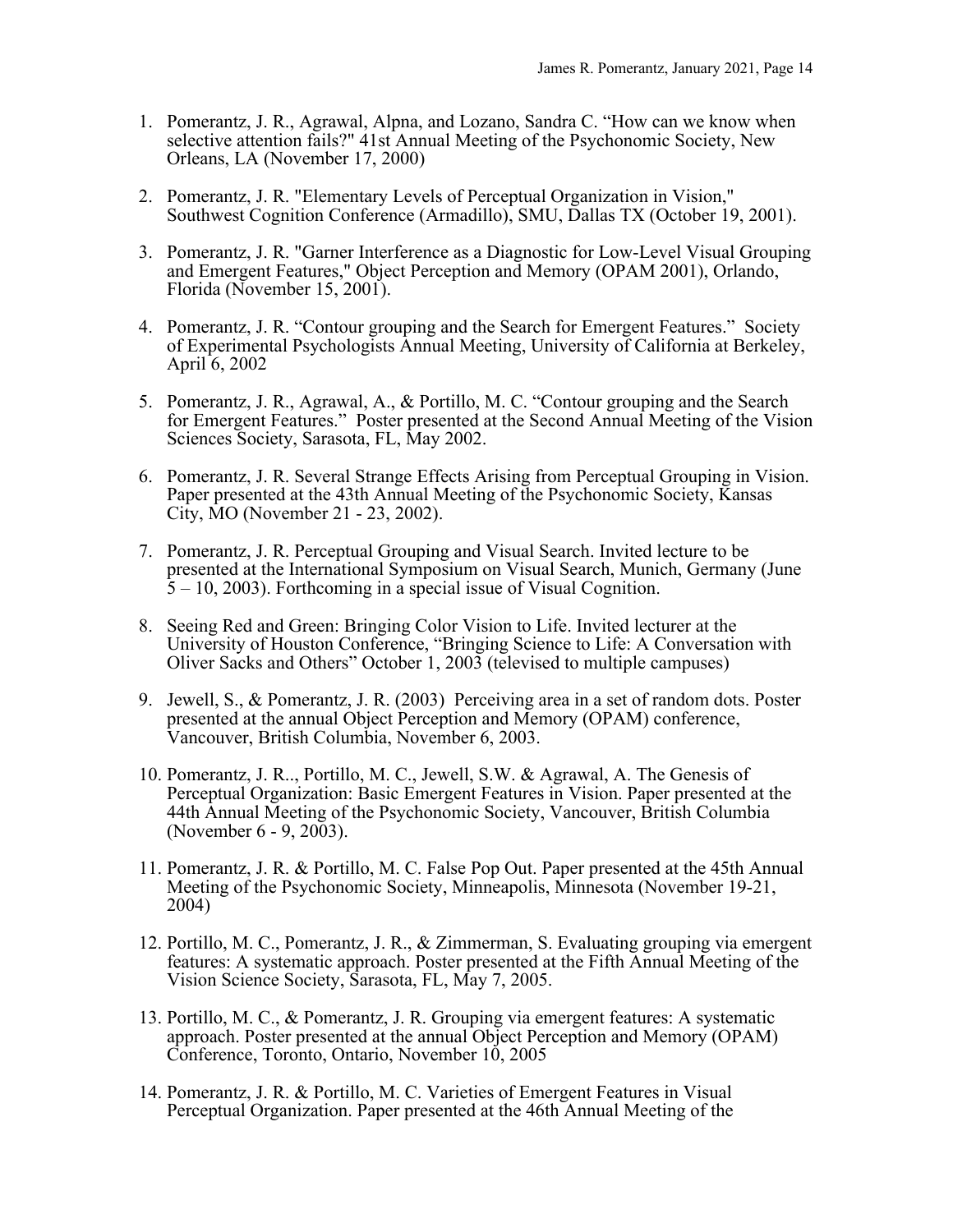1. Pomerantz, J. R., Agrawal, Alpna, and Lozano, Sandra C. “How can we know when selective attention fails?" 41st Annual Meeting of the Psychonomic Society, New Orleans, LA (November 17, 2000)

2. Pomerantz, J. R. "Elementary Levels of Perceptual Organization in Vision," Southwest Cognition Conference (Armadillo), SMU, Dallas TX (October 19, 2001).

3. Pomerantz, J. R. "Garner Interference as a Diagnostic for Low-Level Visual Grouping and Emergent Features," Object Perception and Memory (OPAM 2001), Orlando, Florida (November 15, 2001).

4. Pomerantz, J. R. “Contour grouping and the Search for Emergent Features.” Society of Experimental Psychologists Annual Meeting, University of California at Berkeley, April 6, 2002

5. Pomerantz, J. R., Agrawal, A., & Portillo, M. C. “Contour grouping and the Search for Emergent Features.” Poster presented at the Second Annual Meeting of the Vision Sciences Society, Sarasota, FL, May 2002.

6. Pomerantz, J. R. Several Strange Effects Arising from Perceptual Grouping in Vision. Paper presented at the 43th Annual Meeting of the Psychonomic Society, Kansas City, MO (November 21 - 23, 2002).

7. Pomerantz, J. R. Perceptual Grouping and Visual Search. Invited lecture to be presented at the International Symposium on Visual Search, Munich, Germany (June 5 – 10, 2003). Forthcoming in a special issue of Visual Cognition.

8. Seeing Red and Green: Bringing Color Vision to Life. Invited lecturer at the University of Houston Conference, “Bringing Science to Life: A Conversation with Oliver Sacks and Others” October 1, 2003 (televised to multiple campuses)

9. Jewell, S., & Pomerantz, J. R. (2003) Perceiving area in a set of random dots. Poster presented at the annual Object Perception and Memory (OPAM) conference, Vancouver, British Columbia, November 6, 2003.

10. Pomerantz, J. R.., Portillo, M. C., Jewell, S.W. & Agrawal, A. The Genesis of Perceptual Organization: Basic Emergent Features in Vision. Paper presented at the 44th Annual Meeting of the Psychonomic Society, Vancouver, British Columbia (November 6 - 9, 2003).

11. Pomerantz, J. R. & Portillo, M. C. False Pop Out. Paper presented at the 45th Annual Meeting of the Psychonomic Society, Minneapolis, Minnesota (November 19-21, 2004)

12. Portillo, M. C., Pomerantz, J. R., & Zimmerman, S. Evaluating grouping via emergent features: A systematic approach. Poster presented at the Fifth Annual Meeting of the Vision Science Society, Sarasota, FL, May 7, 2005.

13. Portillo, M. C., & Pomerantz, J. R. Grouping via emergent features: A systematic approach. Poster presented at the annual Object Perception and Memory (OPAM) Conference, Toronto, Ontario, November 10, 2005

14. Pomerantz, J. R. & Portillo, M. C. Varieties of Emergent Features in Visual Perceptual Organization. Paper presented at the 46th Annual Meeting of the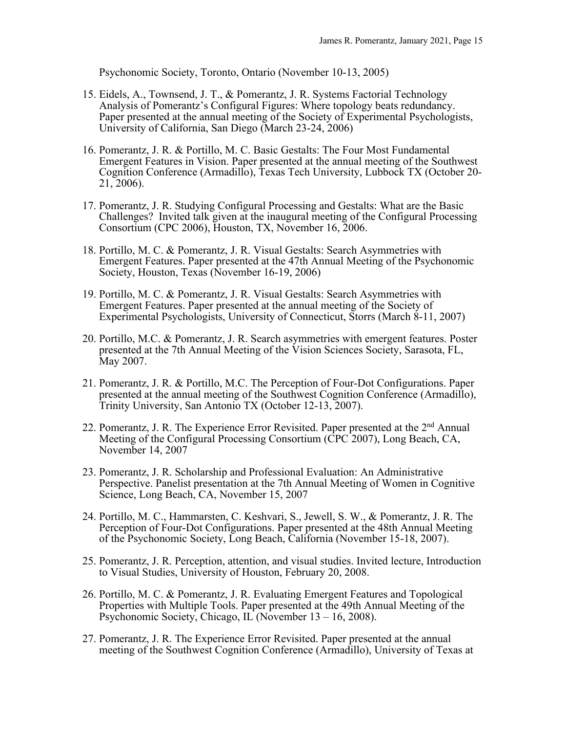Psychonomic Society, Toronto, Ontario (November 10-13, 2005)

15. Eidels, A., Townsend, J. T., & Pomerantz, J. R. Systems Factorial Technology Analysis of Pomerantz's Configural Figures: Where topology beats redundancy. Paper presented at the annual meeting of the Society of Experimental Psychologists, University of California, San Diego (March 23-24, 2006)

16. Pomerantz, J. R. & Portillo, M. C. Basic Gestalts: The Four Most Fundamental Emergent Features in Vision. Paper presented at the annual meeting of the Southwest Cognition Conference (Armadillo), Texas Tech University, Lubbock TX (October 20-21, 2006).

17. Pomerantz, J. R. Studying Configural Processing and Gestalts: What are the Basic Challenges? Invited talk given at the inaugural meeting of the Configural Processing Consortium (CPC 2006), Houston, TX, November 16, 2006.

18. Portillo, M. C. & Pomerantz, J. R. Visual Gestalts: Search Asymmetries with Emergent Features. Paper presented at the 47th Annual Meeting of the Psychonomic Society, Houston, Texas (November 16-19, 2006)

19. Portillo, M. C. & Pomerantz, J. R. Visual Gestalts: Search Asymmetries with Emergent Features. Paper presented at the annual meeting of the Society of Experimental Psychologists, University of Connecticut, Storrs (March 8-11, 2007)

20. Portillo, M.C. & Pomerantz, J. R. Search asymmetries with emergent features. Poster presented at the 7th Annual Meeting of the Vision Sciences Society, Sarasota, FL, May 2007.

21. Pomerantz, J. R. & Portillo, M.C. The Perception of Four-Dot Configurations. Paper presented at the annual meeting of the Southwest Cognition Conference (Armadillo), Trinity University, San Antonio TX (October 12-13, 2007).

22. Pomerantz, J. R. The Experience Error Revisited. Paper presented at the 2nd Annual Meeting of the Configural Processing Consortium (CPC 2007), Long Beach, CA, November 14, 2007

23. Pomerantz, J. R. Scholarship and Professional Evaluation: An Administrative Perspective. Panelist presentation at the 7th Annual Meeting of Women in Cognitive Science, Long Beach, CA, November 15, 2007

24. Portillo, M. C., Hammarsten, C. Keshvari, S., Jewell, S. W., & Pomerantz, J. R. The Perception of Four-Dot Configurations. Paper presented at the 48th Annual Meeting of the Psychonomic Society, Long Beach, California (November 15-18, 2007).

25. Pomerantz, J. R. Perception, attention, and visual studies. Invited lecture, Introduction to Visual Studies, University of Houston, February 20, 2008.

26. Portillo, M. C. & Pomerantz, J. R. Evaluating Emergent Features and Topological Properties with Multiple Tools. Paper presented at the 49th Annual Meeting of the Psychonomic Society, Chicago, IL (November 13 – 16, 2008).

27. Pomerantz, J. R. The Experience Error Revisited. Paper presented at the annual meeting of the Southwest Cognition Conference (Armadillo), University of Texas at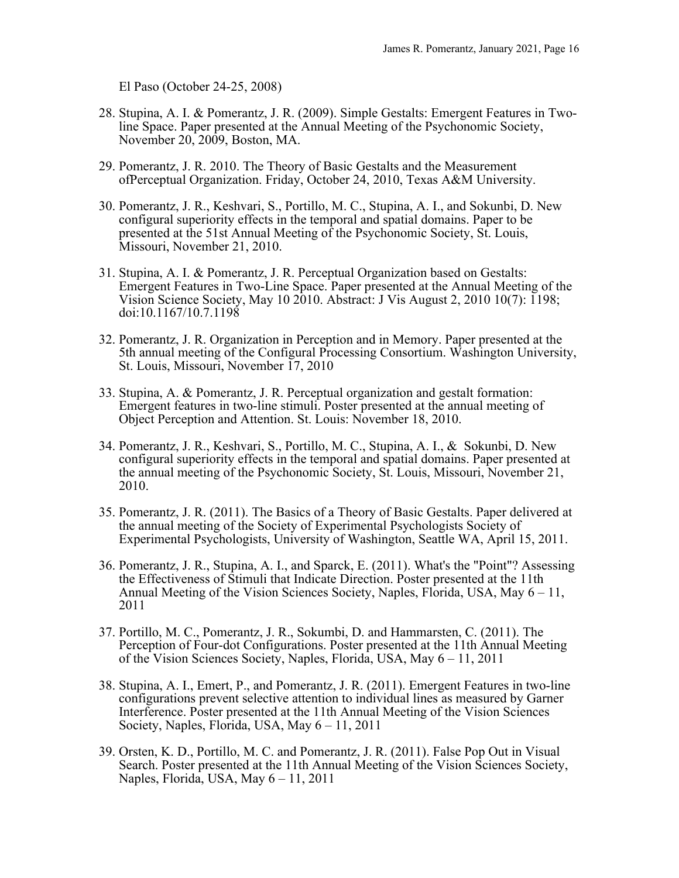El Paso (October 24-25, 2008)

28. Stupina, A. I. & Pomerantz, J. R. (2009). Simple Gestalts: Emergent Features in Two-line Space. Paper presented at the Annual Meeting of the Psychonomic Society, November 20, 2009, Boston, MA.

29. Pomerantz, J. R. 2010. The Theory of Basic Gestalts and the Measurement ofPerceptual Organization. Friday, October 24, 2010, Texas A&M University.

30. Pomerantz, J. R., Keshvari, S., Portillo, M. C., Stupina, A. I., and Sokunbi, D. New configural superiority effects in the temporal and spatial domains. Paper to be presented at the 51st Annual Meeting of the Psychonomic Society, St. Louis, Missouri, November 21, 2010.

31. Stupina, A. I. & Pomerantz, J. R. Perceptual Organization based on Gestalts: Emergent Features in Two-Line Space. Paper presented at the Annual Meeting of the Vision Science Society, May 10 2010. Abstract: J Vis August 2, 2010 10(7): 1198; doi:10.1167/10.7.1198

32. Pomerantz, J. R. Organization in Perception and in Memory. Paper presented at the 5th annual meeting of the Configural Processing Consortium. Washington University, St. Louis, Missouri, November 17, 2010

33. Stupina, A. & Pomerantz, J. R. Perceptual organization and gestalt formation: Emergent features in two-line stimuli. Poster presented at the annual meeting of Object Perception and Attention. St. Louis: November 18, 2010.

34. Pomerantz, J. R., Keshvari, S., Portillo, M. C., Stupina, A. I., & Sokunbi, D. New configural superiority effects in the temporal and spatial domains. Paper presented at the annual meeting of the Psychonomic Society, St. Louis, Missouri, November 21, 2010.

35. Pomerantz, J. R. (2011). The Basics of a Theory of Basic Gestalts. Paper delivered at the annual meeting of the Society of Experimental Psychologists Society of Experimental Psychologists, University of Washington, Seattle WA, April 15, 2011.

36. Pomerantz, J. R., Stupina, A. I., and Sparck, E. (2011). What's the "Point"? Assessing the Effectiveness of Stimuli that Indicate Direction. Poster presented at the 11th Annual Meeting of the Vision Sciences Society, Naples, Florida, USA, May 6 – 11, 2011

37. Portillo, M. C., Pomerantz, J. R., Sokumbi, D. and Hammarsten, C. (2011). The Perception of Four-dot Configurations. Poster presented at the 11th Annual Meeting of the Vision Sciences Society, Naples, Florida, USA, May 6 – 11, 2011

38. Stupina, A. I., Emert, P., and Pomerantz, J. R. (2011). Emergent Features in two-line configurations prevent selective attention to individual lines as measured by Garner Interference. Poster presented at the 11th Annual Meeting of the Vision Sciences Society, Naples, Florida, USA, May 6 – 11, 2011

39. Orsten, K. D., Portillo, M. C. and Pomerantz, J. R. (2011). False Pop Out in Visual Search. Poster presented at the 11th Annual Meeting of the Vision Sciences Society, Naples, Florida, USA, May 6 – 11, 2011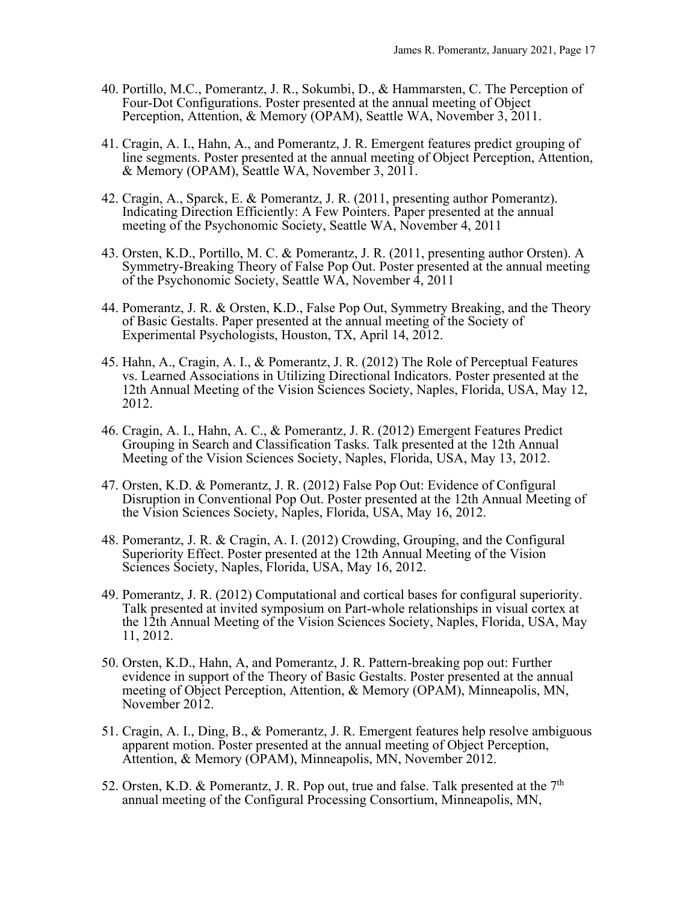40. Portillo, M.C., Pomerantz, J. R., Sokumbi, D., & Hammarsten, C. The Perception of Four-Dot Configurations. Poster presented at the annual meeting of Object Perception, Attention, & Memory (OPAM), Seattle WA, November 3, 2011.

41. Cragin, A. I., Hahn, A., and Pomerantz, J. R. Emergent features predict grouping of line segments. Poster presented at the annual meeting of Object Perception, Attention, & Memory (OPAM), Seattle WA, November 3, 2011.

42. Cragin, A., Sparck, E. & Pomerantz, J. R. (2011, presenting author Pomerantz). Indicating Direction Efficiently: A Few Pointers. Paper presented at the annual meeting of the Psychonomic Society, Seattle WA, November 4, 2011

43. Orsten, K.D., Portillo, M. C. & Pomerantz, J. R. (2011, presenting author Orsten). A Symmetry-Breaking Theory of False Pop Out. Poster presented at the annual meeting of the Psychonomic Society, Seattle WA, November 4, 2011

44. Pomerantz, J. R. & Orsten, K.D., False Pop Out, Symmetry Breaking, and the Theory of Basic Gestalts. Paper presented at the annual meeting of the Society of Experimental Psychologists, Houston, TX, April 14, 2012.

45. Hahn, A., Cragin, A. I., & Pomerantz, J. R. (2012) The Role of Perceptual Features vs. Learned Associations in Utilizing Directional Indicators. Poster presented at the 12th Annual Meeting of the Vision Sciences Society, Naples, Florida, USA, May 12, 2012.

46. Cragin, A. I., Hahn, A. C., & Pomerantz, J. R. (2012) Emergent Features Predict Grouping in Search and Classification Tasks. Talk presented at the 12th Annual Meeting of the Vision Sciences Society, Naples, Florida, USA, May 13, 2012.

47. Orsten, K.D. & Pomerantz, J. R. (2012) False Pop Out: Evidence of Configural Disruption in Conventional Pop Out. Poster presented at the 12th Annual Meeting of the Vision Sciences Society, Naples, Florida, USA, May 16, 2012.

48. Pomerantz, J. R. & Cragin, A. I. (2012) Crowding, Grouping, and the Configural Superiority Effect. Poster presented at the 12th Annual Meeting of the Vision Sciences Society, Naples, Florida, USA, May 16, 2012.

49. Pomerantz, J. R. (2012) Computational and cortical bases for configural superiority. Talk presented at invited symposium on Part-whole relationships in visual cortex at the 12th Annual Meeting of the Vision Sciences Society, Naples, Florida, USA, May 11, 2012.

50. Orsten, K.D., Hahn, A, and Pomerantz, J. R. Pattern-breaking pop out: Further evidence in support of the Theory of Basic Gestalts. Poster presented at the annual meeting of Object Perception, Attention, & Memory (OPAM), Minneapolis, MN, November 2012.

51. Cragin, A. I., Ding, B., & Pomerantz, J. R. Emergent features help resolve ambiguous apparent motion. Poster presented at the annual meeting of Object Perception, Attention, & Memory (OPAM), Minneapolis, MN, November 2012.

52. Orsten, K.D. & Pomerantz, J. R. Pop out, true and false. Talk presented at the 7th annual meeting of the Configural Processing Consortium, Minneapolis, MN,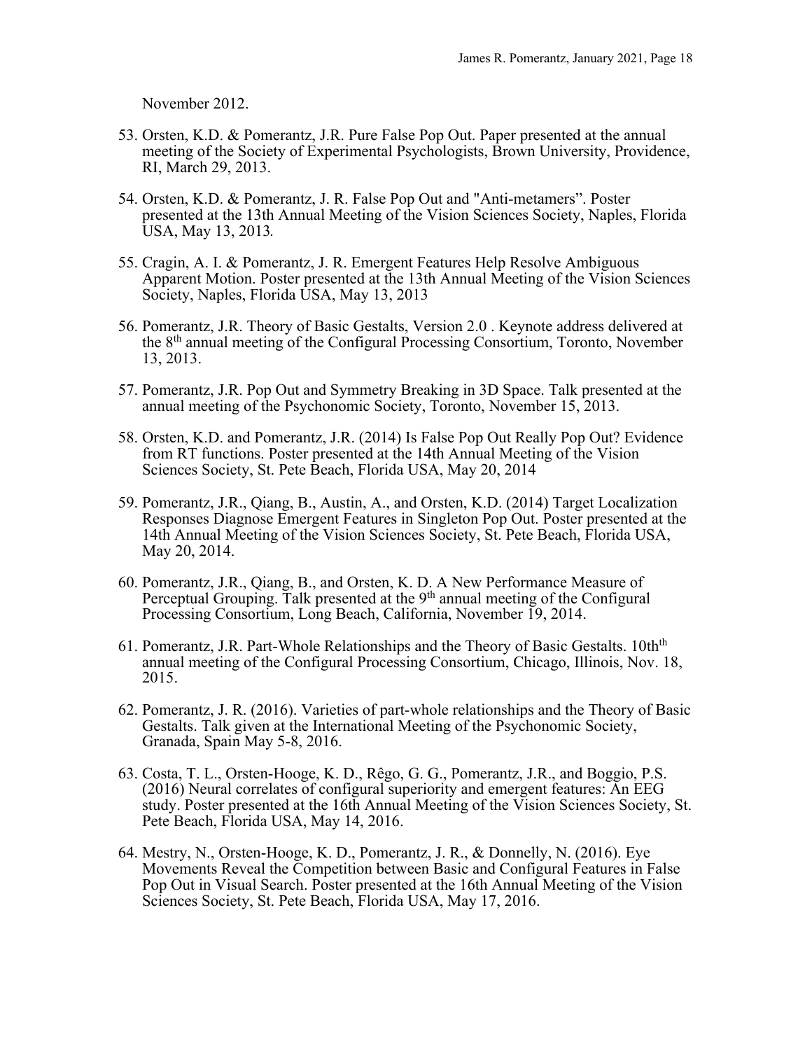November 2012.

53. Orsten, K.D. & Pomerantz, J.R. Pure False Pop Out. Paper presented at the annual meeting of the Society of Experimental Psychologists, Brown University, Providence, RI, March 29, 2013.

54. Orsten, K.D. & Pomerantz, J. R. False Pop Out and "Anti-metamers". Poster presented at the 13th Annual Meeting of the Vision Sciences Society, Naples, Florida USA, May 13, 2013.

55. Cragin, A. I. & Pomerantz, J. R. Emergent Features Help Resolve Ambiguous Apparent Motion. Poster presented at the 13th Annual Meeting of the Vision Sciences Society, Naples, Florida USA, May 13, 2013

56. Pomerantz, J.R. Theory of Basic Gestalts, Version 2.0 . Keynote address delivered at the 8th annual meeting of the Configural Processing Consortium, Toronto, November 13, 2013.

57. Pomerantz, J.R. Pop Out and Symmetry Breaking in 3D Space. Talk presented at the annual meeting of the Psychonomic Society, Toronto, November 15, 2013.

58. Orsten, K.D. and Pomerantz, J.R. (2014) Is False Pop Out Really Pop Out? Evidence from RT functions. Poster presented at the 14th Annual Meeting of the Vision Sciences Society, St. Pete Beach, Florida USA, May 20, 2014

59. Pomerantz, J.R., Qiang, B., Austin, A., and Orsten, K.D. (2014) Target Localization Responses Diagnose Emergent Features in Singleton Pop Out. Poster presented at the 14th Annual Meeting of the Vision Sciences Society, St. Pete Beach, Florida USA, May 20, 2014.

60. Pomerantz, J.R., Qiang, B., and Orsten, K. D. A New Performance Measure of Perceptual Grouping. Talk presented at the 9th annual meeting of the Configural Processing Consortium, Long Beach, California, November 19, 2014.

61. Pomerantz, J.R. Part-Whole Relationships and the Theory of Basic Gestalts. 10thth annual meeting of the Configural Processing Consortium, Chicago, Illinois, Nov. 18, 2015.

62. Pomerantz, J. R. (2016). Varieties of part-whole relationships and the Theory of Basic Gestalts. Talk given at the International Meeting of the Psychonomic Society, Granada, Spain May 5-8, 2016.

63. Costa, T. L., Orsten-Hooge, K. D., Rêgo, G. G., Pomerantz, J.R., and Boggio, P.S. (2016) Neural correlates of configural superiority and emergent features: An EEG study. Poster presented at the 16th Annual Meeting of the Vision Sciences Society, St. Pete Beach, Florida USA, May 14, 2016.

64. Mestry, N., Orsten-Hooge, K. D., Pomerantz, J. R., & Donnelly, N. (2016). Eye Movements Reveal the Competition between Basic and Configural Features in False Pop Out in Visual Search. Poster presented at the 16th Annual Meeting of the Vision Sciences Society, St. Pete Beach, Florida USA, May 17, 2016.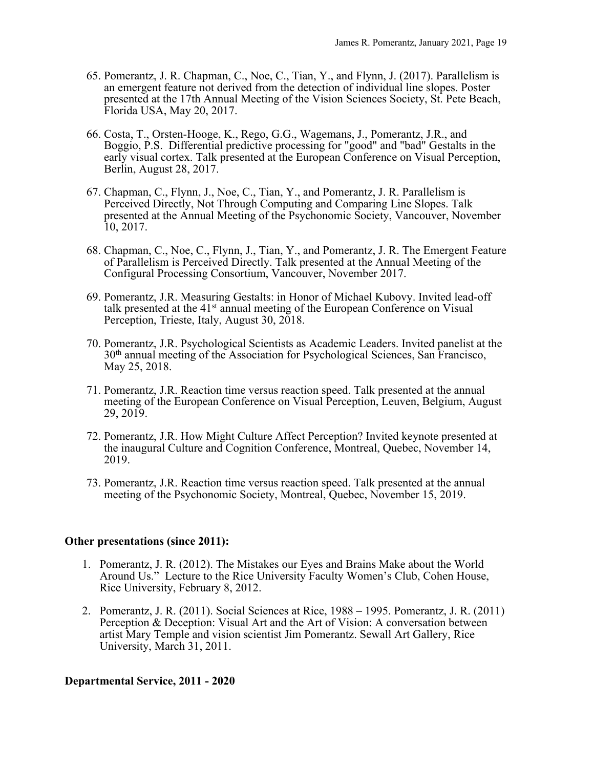65. Pomerantz, J. R. Chapman, C., Noe, C., Tian, Y., and Flynn, J. (2017). Parallelism is an emergent feature not derived from the detection of individual line slopes. Poster presented at the 17th Annual Meeting of the Vision Sciences Society, St. Pete Beach, Florida USA, May 20, 2017.

66. Costa, T., Orsten-Hooge, K., Rego, G.G., Wagemans, J., Pomerantz, J.R., and Boggio, P.S. Differential predictive processing for "good" and "bad" Gestalts in the early visual cortex. Talk presented at the European Conference on Visual Perception, Berlin, August 28, 2017.

67. Chapman, C., Flynn, J., Noe, C., Tian, Y., and Pomerantz, J. R. Parallelism is Perceived Directly, Not Through Computing and Comparing Line Slopes. Talk presented at the Annual Meeting of the Psychonomic Society, Vancouver, November 10, 2017.

68. Chapman, C., Noe, C., Flynn, J., Tian, Y., and Pomerantz, J. R. The Emergent Feature of Parallelism is Perceived Directly. Talk presented at the Annual Meeting of the Configural Processing Consortium, Vancouver, November 2017.

69. Pomerantz, J.R. Measuring Gestalts: in Honor of Michael Kubovy. Invited lead-off talk presented at the 41st annual meeting of the European Conference on Visual Perception, Trieste, Italy, August 30, 2018.

70. Pomerantz, J.R. Psychological Scientists as Academic Leaders. Invited panelist at the 30th annual meeting of the Association for Psychological Sciences, San Francisco, May 25, 2018.

71. Pomerantz, J.R. Reaction time versus reaction speed. Talk presented at the annual meeting of the European Conference on Visual Perception, Leuven, Belgium, August 29, 2019.

72. Pomerantz, J.R. How Might Culture Affect Perception? Invited keynote presented at the inaugural Culture and Cognition Conference, Montreal, Quebec, November 14, 2019.

73. Pomerantz, J.R. Reaction time versus reaction speed. Talk presented at the annual meeting of the Psychonomic Society, Montreal, Quebec, November 15, 2019.

**Other presentations (since 2011):**

1. Pomerantz, J. R. (2012). The Mistakes our Eyes and Brains Make about the World Around Us." Lecture to the Rice University Faculty Women's Club, Cohen House, Rice University, February 8, 2012.

2. Pomerantz, J. R. (2011). Social Sciences at Rice, 1988 – 1995. Pomerantz, J. R. (2011) Perception & Deception: Visual Art and the Art of Vision: A conversation between artist Mary Temple and vision scientist Jim Pomerantz. Sewall Art Gallery, Rice University, March 31, 2011.

**Departmental Service, 2011 - 2020**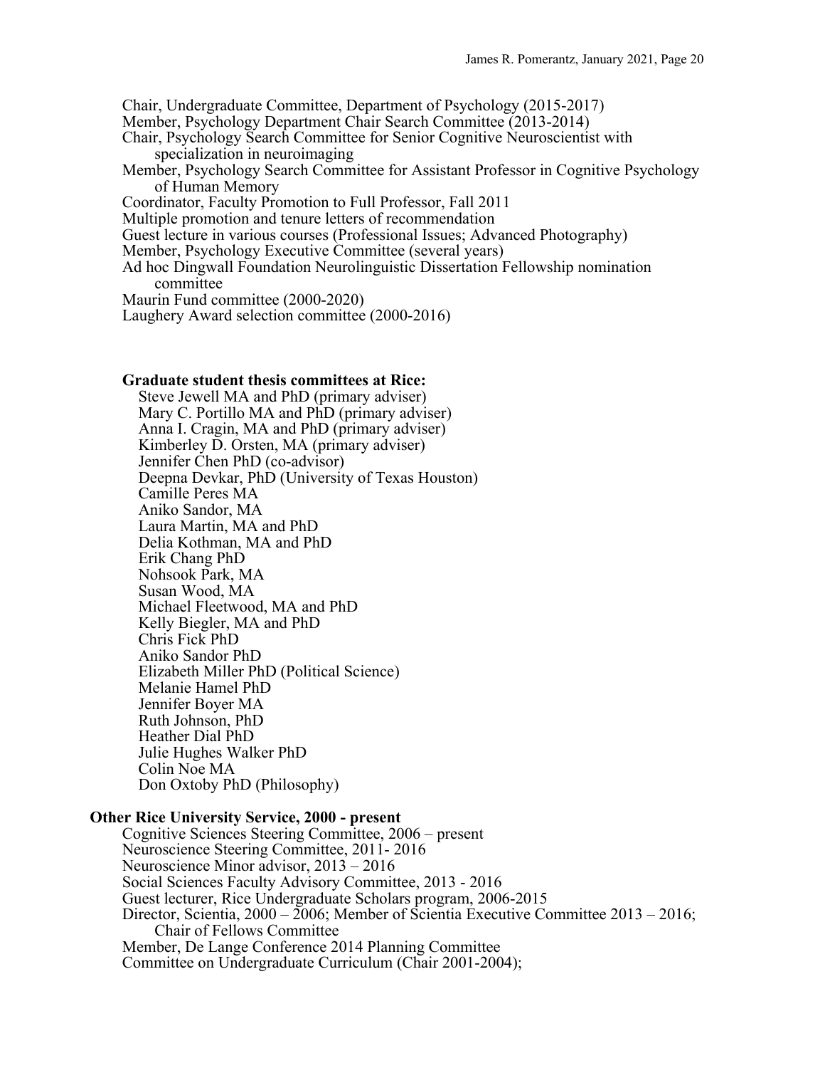Chair, Undergraduate Committee, Department of Psychology (2015-2017)
Member, Psychology Department Chair Search Committee (2013-2014)
Chair, Psychology Search Committee for Senior Cognitive Neuroscientist with specialization in neuroimaging
Member, Psychology Search Committee for Assistant Professor in Cognitive Psychology of Human Memory
Coordinator, Faculty Promotion to Full Professor, Fall 2011
Multiple promotion and tenure letters of recommendation
Guest lecture in various courses (Professional Issues; Advanced Photography)
Member, Psychology Executive Committee (several years)
Ad hoc Dingwall Foundation Neurolinguistic Dissertation Fellowship nomination committee
Maurin Fund committee (2000-2020)
Laughery Award selection committee (2000-2016)

**Graduate student thesis committees at Rice:**

Steve Jewell MA and PhD (primary adviser)
Mary C. Portillo MA and PhD (primary adviser)
Anna I. Cragin, MA and PhD (primary adviser)
Kimberley D. Orsten, MA (primary adviser)
Jennifer Chen PhD (co-advisor)
Deepna Devkar, PhD (University of Texas Houston)
Camille Peres MA
Aniko Sandor, MA
Laura Martin, MA and PhD
Delia Kothman, MA and PhD
Erik Chang PhD
Nohsook Park, MA
Susan Wood, MA
Michael Fleetwood, MA and PhD
Kelly Biegler, MA and PhD
Chris Fick PhD
Aniko Sandor PhD
Elizabeth Miller PhD (Political Science)
Melanie Hamel PhD
Jennifer Boyer MA
Ruth Johnson, PhD
Heather Dial PhD
Julie Hughes Walker PhD
Colin Noe MA
Don Oxtoby PhD (Philosophy)

**Other Rice University Service, 2000 - present**

Cognitive Sciences Steering Committee, 2006 – present
Neuroscience Steering Committee, 2011- 2016
Neuroscience Minor advisor, 2013 – 2016
Social Sciences Faculty Advisory Committee, 2013 - 2016
Guest lecturer, Rice Undergraduate Scholars program, 2006-2015
Director, Scientia, 2000 – 2006; Member of Scientia Executive Committee 2013 – 2016; Chair of Fellows Committee
Member, De Lange Conference 2014 Planning Committee
Committee on Undergraduate Curriculum (Chair 2001-2004);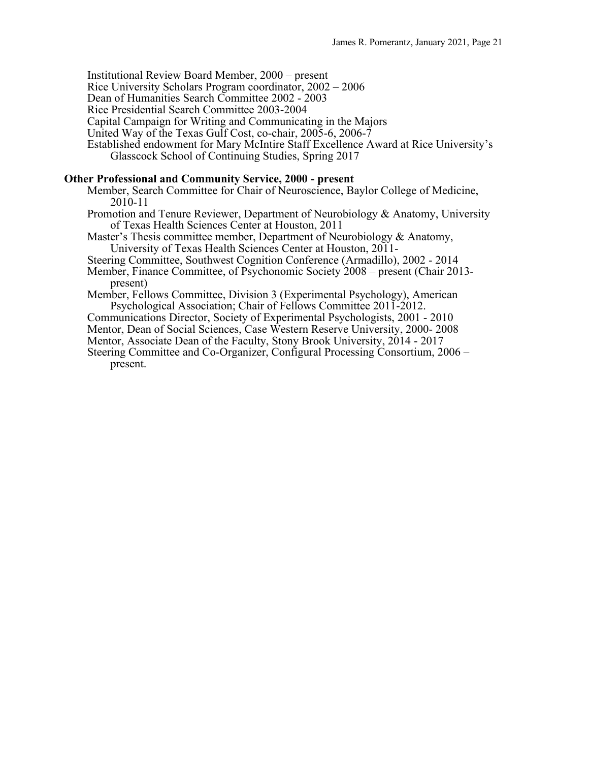Institutional Review Board Member, 2000 – present
Rice University Scholars Program coordinator, 2002 – 2006
Dean of Humanities Search Committee 2002 - 2003
Rice Presidential Search Committee 2003-2004
Capital Campaign for Writing and Communicating in the Majors
United Way of the Texas Gulf Cost, co-chair, 2005-6, 2006-7
Established endowment for Mary McIntire Staff Excellence Award at Rice University's Glasscock School of Continuing Studies, Spring 2017

**Other Professional and Community Service, 2000 - present**

Member, Search Committee for Chair of Neuroscience, Baylor College of Medicine, 2010-11
Promotion and Tenure Reviewer, Department of Neurobiology & Anatomy, University of Texas Health Sciences Center at Houston, 2011
Master's Thesis committee member, Department of Neurobiology & Anatomy, University of Texas Health Sciences Center at Houston, 2011-
Steering Committee, Southwest Cognition Conference (Armadillo), 2002 - 2014
Member, Finance Committee, of Psychonomic Society 2008 – present (Chair 2013-present)
Member, Fellows Committee, Division 3 (Experimental Psychology), American Psychological Association; Chair of Fellows Committee 2011-2012.
Communications Director, Society of Experimental Psychologists, 2001 - 2010
Mentor, Dean of Social Sciences, Case Western Reserve University, 2000- 2008
Mentor, Associate Dean of the Faculty, Stony Brook University, 2014 - 2017
Steering Committee and Co-Organizer, Configural Processing Consortium, 2006 – present.